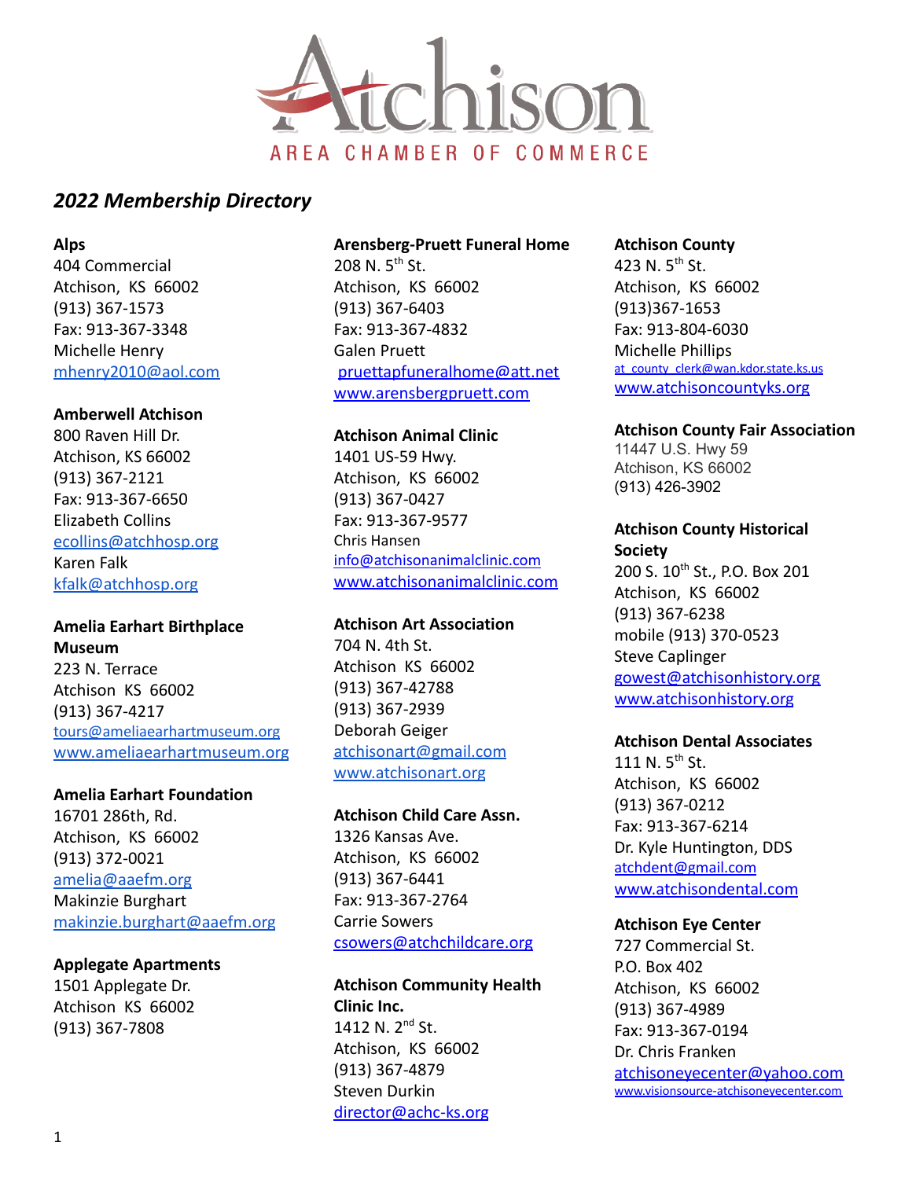Atchison

AREA CHAMBER OF COMMERCE

## *2022 Membership Directory*

**Alps**
404 Commercial
Atchison, KS 66002
(913) 367-1573
Fax: 913-367-3348
Michelle Henry
mhenry2010@aol.com

**Amberwell Atchison**
800 Raven Hill Dr.
Atchison, KS 66002
(913) 367-2121
Fax: 913-367-6650
Elizabeth Collins
ecollins@atchhosp.org
Karen Falk
kfalk@atchhosp.org

**Amelia Earhart Birthplace Museum**
223 N. Terrace
Atchison KS 66002
(913) 367-4217
tours@ameliaearhartmuseum.org
www.ameliaearhartmuseum.org

**Amelia Earhart Foundation**
16701 286th, Rd.
Atchison, KS 66002
(913) 372-0021
amelia@aaefm.org
Makinzie Burghart
makinzie.burghart@aaefm.org

**Applegate Apartments**
1501 Applegate Dr.
Atchison KS 66002
(913) 367-7808

**Arensberg-Pruett Funeral Home**
208 N. 5th St.
Atchison, KS 66002
(913) 367-6403
Fax: 913-367-4832
Galen Pruett
pruettapfuneralhome@att.net
www.arensbergpruett.com

**Atchison Animal Clinic**
1401 US-59 Hwy.
Atchison, KS 66002
(913) 367-0427
Fax: 913-367-9577
Chris Hansen
info@atchisonanimalclinic.com
www.atchisonanimalclinic.com

**Atchison Art Association**
704 N. 4th St.
Atchison KS 66002
(913) 367-42788
(913) 367-2939
Deborah Geiger
atchisonart@gmail.com
www.atchisonart.org

**Atchison Child Care Assn.**
1326 Kansas Ave.
Atchison, KS 66002
(913) 367-6441
Fax: 913-367-2764
Carrie Sowers
csowers@atchchildcare.org

**Atchison Community Health Clinic Inc.**
1412 N. 2nd St.
Atchison, KS 66002
(913) 367-4879
Steven Durkin
director@achc-ks.org

**Atchison County**
423 N. 5th St.
Atchison, KS 66002
(913)367-1653
Fax: 913-804-6030
Michelle Phillips
at_county_clerk@wan.kdor.state.ks.us
www.atchisoncountyks.org

**Atchison County Fair Association**
11447 U.S. Hwy 59
Atchison, KS 66002
(913) 426-3902

**Atchison County Historical Society**
200 S. 10th St., P.O. Box 201
Atchison, KS 66002
(913) 367-6238
mobile (913) 370-0523
Steve Caplinger
gowest@atchisonhistory.org
www.atchisonhistory.org

**Atchison Dental Associates**
111 N. 5th St.
Atchison, KS 66002
(913) 367-0212
Fax: 913-367-6214
Dr. Kyle Huntington, DDS
atchdent@gmail.com
www.atchisondental.com

**Atchison Eye Center**
727 Commercial St.
P.O. Box 402
Atchison, KS 66002
(913) 367-4989
Fax: 913-367-0194
Dr. Chris Franken
atchisoneyecenter@yahoo.com
www.visionsource-atchisoneyecenter.com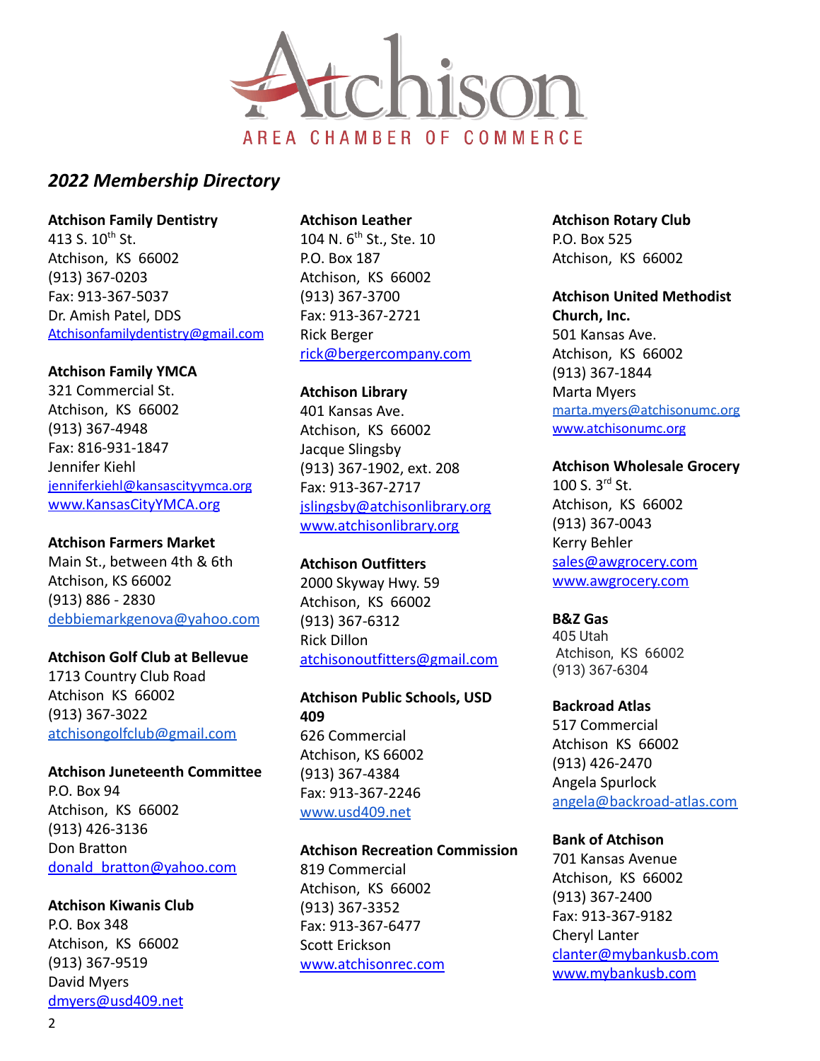Atchison

AREA CHAMBER OF COMMERCE

## *2022 Membership Directory*

**Atchison Family Dentistry**
413 S. 10th St.
Atchison, KS 66002
(913) 367-0203
Fax: 913-367-5037
Dr. Amish Patel, DDS
Atchisonfamilydentistry@gmail.com

**Atchison Family YMCA**
321 Commercial St.
Atchison, KS 66002
(913) 367-4948
Fax: 816-931-1847
Jennifer Kiehl
jenniferkiehl@kansascityymca.org
www.KansasCityYMCA.org

**Atchison Farmers Market**
Main St., between 4th & 6th
Atchison, KS 66002
(913) 886 - 2830
debbiemarkgenova@yahoo.com

**Atchison Golf Club at Bellevue**
1713 Country Club Road
Atchison KS 66002
(913) 367-3022
atchisongolfclub@gmail.com

**Atchison Juneteenth Committee**
P.O. Box 94
Atchison, KS 66002
(913) 426-3136
Don Bratton
donald_bratton@yahoo.com

**Atchison Kiwanis Club**
P.O. Box 348
Atchison, KS 66002
(913) 367-9519
David Myers
dmyers@usd409.net

**Atchison Leather**
104 N. 6th St., Ste. 10
P.O. Box 187
Atchison, KS 66002
(913) 367-3700
Fax: 913-367-2721
Rick Berger
rick@bergercompany.com

**Atchison Library**
401 Kansas Ave.
Atchison, KS 66002
Jacque Slingsby
(913) 367-1902, ext. 208
Fax: 913-367-2717
jslingsby@atchisonlibrary.org
www.atchisonlibrary.org

**Atchison Outfitters**
2000 Skyway Hwy. 59
Atchison, KS 66002
(913) 367-6312
Rick Dillon
atchisonoutfitters@gmail.com

**Atchison Public Schools, USD 409**
626 Commercial
Atchison, KS 66002
(913) 367-4384
Fax: 913-367-2246
www.usd409.net

**Atchison Recreation Commission**
819 Commercial
Atchison, KS 66002
(913) 367-3352
Fax: 913-367-6477
Scott Erickson
www.atchisonrec.com

**Atchison Rotary Club**
P.O. Box 525
Atchison, KS 66002

**Atchison United Methodist Church, Inc.**
501 Kansas Ave.
Atchison, KS 66002
(913) 367-1844
Marta Myers
marta.myers@atchisonumc.org
www.atchisonumc.org

**Atchison Wholesale Grocery**
100 S. 3rd St.
Atchison, KS 66002
(913) 367-0043
Kerry Behler
sales@awgrocery.com
www.awgrocery.com

**B&Z Gas**
405 Utah
Atchison, KS 66002
(913) 367-6304

**Backroad Atlas**
517 Commercial
Atchison KS 66002
(913) 426-2470
Angela Spurlock
angela@backroad-atlas.com

**Bank of Atchison**
701 Kansas Avenue
Atchison, KS 66002
(913) 367-2400
Fax: 913-367-9182
Cheryl Lanter
clanter@mybankusb.com
www.mybankusb.com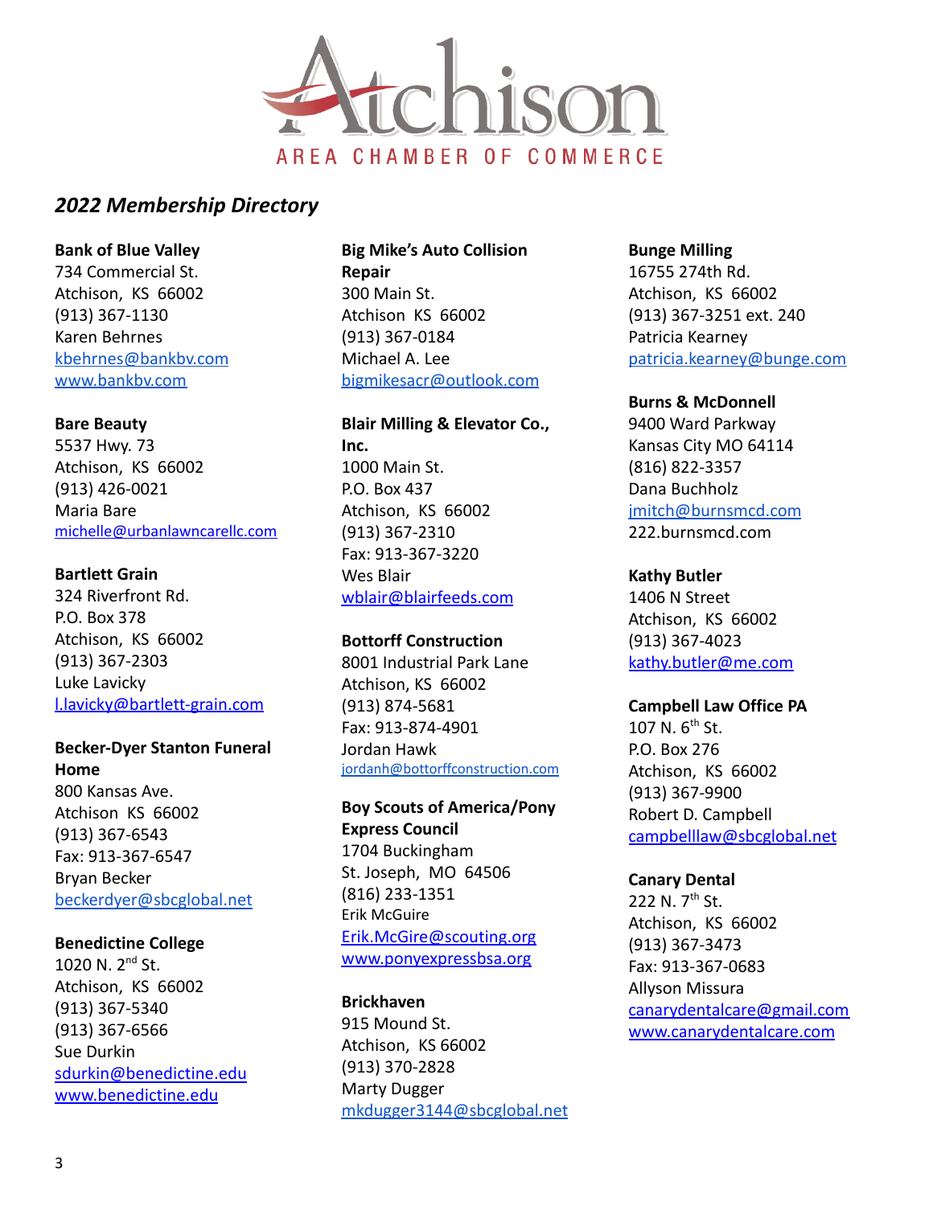# Atchison AREA CHAMBER OF COMMERCE

## *2022 Membership Directory*

**Bank of Blue Valley**
734 Commercial St.
Atchison, KS 66002
(913) 367-1130
Karen Behrnes
kbehrnes@bankbv.com
www.bankbv.com

**Bare Beauty**
5537 Hwy. 73
Atchison, KS 66002
(913) 426-0021
Maria Bare
michelle@urbanlawncarellc.com

**Bartlett Grain**
324 Riverfront Rd.
P.O. Box 378
Atchison, KS 66002
(913) 367-2303
Luke Lavicky
l.lavicky@bartlett-grain.com

**Becker-Dyer Stanton Funeral Home**
800 Kansas Ave.
Atchison KS 66002
(913) 367-6543
Fax: 913-367-6547
Bryan Becker
beckerdyer@sbcglobal.net

**Benedictine College**
1020 N. 2nd St.
Atchison, KS 66002
(913) 367-5340
(913) 367-6566
Sue Durkin
sdurkin@benedictine.edu
www.benedictine.edu

**Big Mike's Auto Collision Repair**
300 Main St.
Atchison KS 66002
(913) 367-0184
Michael A. Lee
bigmikesacr@outlook.com

**Blair Milling & Elevator Co., Inc.**
1000 Main St.
P.O. Box 437
Atchison, KS 66002
(913) 367-2310
Fax: 913-367-3220
Wes Blair
wblair@blairfeeds.com

**Bottorff Construction**
8001 Industrial Park Lane
Atchison, KS 66002
(913) 874-5681
Fax: 913-874-4901
Jordan Hawk
jordanh@bottorffconstruction.com

**Boy Scouts of America/Pony Express Council**
1704 Buckingham
St. Joseph, MO 64506
(816) 233-1351
Erik McGuire
Erik.McGire@scouting.org
www.ponyexpressbsa.org

**Brickhaven**
915 Mound St.
Atchison, KS 66002
(913) 370-2828
Marty Dugger
mkdugger3144@sbcglobal.net

**Bunge Milling**
16755 274th Rd.
Atchison, KS 66002
(913) 367-3251 ext. 240
Patricia Kearney
patricia.kearney@bunge.com

**Burns & McDonnell**
9400 Ward Parkway
Kansas City MO 64114
(816) 822-3357
Dana Buchholz
jmitch@burnsmcd.com
222.burnsmcd.com

**Kathy Butler**
1406 N Street
Atchison, KS 66002
(913) 367-4023
kathy.butler@me.com

**Campbell Law Office PA**
107 N. 6th St.
P.O. Box 276
Atchison, KS 66002
(913) 367-9900
Robert D. Campbell
campbelllaw@sbcglobal.net

**Canary Dental**
222 N. 7th St.
Atchison, KS 66002
(913) 367-3473
Fax: 913-367-0683
Allyson Missura
canarydentalcare@gmail.com
www.canarydentalcare.com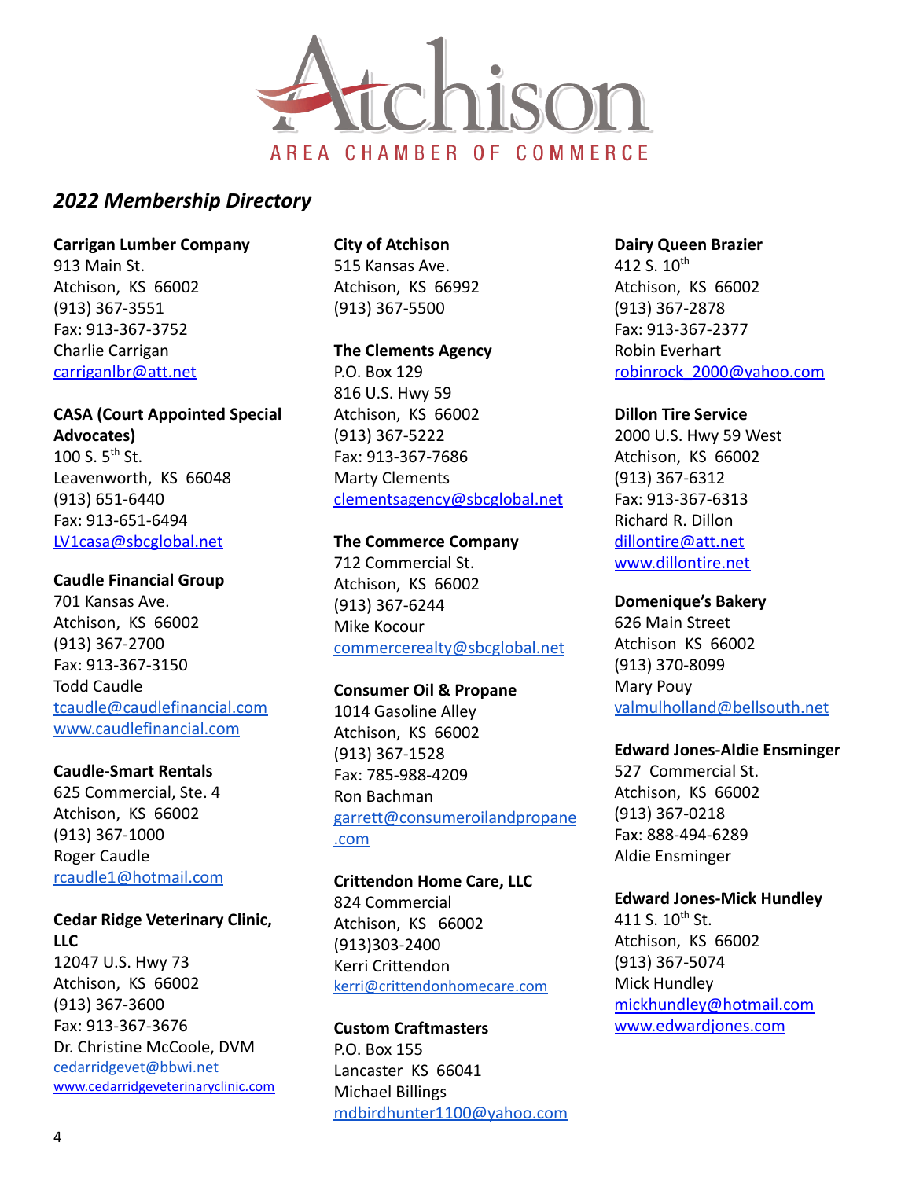# Atchison AREA CHAMBER OF COMMERCE

## *2022 Membership Directory*

**Carrigan Lumber Company**
913 Main St.
Atchison, KS 66002
(913) 367-3551
Fax: 913-367-3752
Charlie Carrigan
carriganlbr@att.net

**CASA (Court Appointed Special Advocates)**
100 S. 5th St.
Leavenworth, KS 66048
(913) 651-6440
Fax: 913-651-6494
LV1casa@sbcglobal.net

**Caudle Financial Group**
701 Kansas Ave.
Atchison, KS 66002
(913) 367-2700
Fax: 913-367-3150
Todd Caudle
tcaudle@caudlefinancial.com
www.caudlefinancial.com

**Caudle-Smart Rentals**
625 Commercial, Ste. 4
Atchison, KS 66002
(913) 367-1000
Roger Caudle
rcaudle1@hotmail.com

**Cedar Ridge Veterinary Clinic, LLC**
12047 U.S. Hwy 73
Atchison, KS 66002
(913) 367-3600
Fax: 913-367-3676
Dr. Christine McCoole, DVM
cedarridgevet@bbwi.net
www.cedarridgeveterinaryclinic.com

**City of Atchison**
515 Kansas Ave.
Atchison, KS 66992
(913) 367-5500

**The Clements Agency**
P.O. Box 129
816 U.S. Hwy 59
Atchison, KS 66002
(913) 367-5222
Fax: 913-367-7686
Marty Clements
clementsagency@sbcglobal.net

**The Commerce Company**
712 Commercial St.
Atchison, KS 66002
(913) 367-6244
Mike Kocour
commercerealty@sbcglobal.net

**Consumer Oil & Propane**
1014 Gasoline Alley
Atchison, KS 66002
(913) 367-1528
Fax: 785-988-4209
Ron Bachman
garrett@consumeroilandpropane.com

**Crittendon Home Care, LLC**
824 Commercial
Atchison, KS 66002
(913)303-2400
Kerri Crittendon
kerri@crittendonhomecare.com

**Custom Craftmasters**
P.O. Box 155
Lancaster KS 66041
Michael Billings
mdbirdhunter1100@yahoo.com

**Dairy Queen Brazier**
412 S. 10th
Atchison, KS 66002
(913) 367-2878
Fax: 913-367-2377
Robin Everhart
robinrock_2000@yahoo.com

**Dillon Tire Service**
2000 U.S. Hwy 59 West
Atchison, KS 66002
(913) 367-6312
Fax: 913-367-6313
Richard R. Dillon
dillontire@att.net
www.dillontire.net

**Domenique's Bakery**
626 Main Street
Atchison KS 66002
(913) 370-8099
Mary Pouy
valmulholland@bellsouth.net

**Edward Jones-Aldie Ensminger**
527 Commercial St.
Atchison, KS 66002
(913) 367-0218
Fax: 888-494-6289
Aldie Ensminger

**Edward Jones-Mick Hundley**
411 S. 10th St.
Atchison, KS 66002
(913) 367-5074
Mick Hundley
mickhundley@hotmail.com
www.edwardjones.com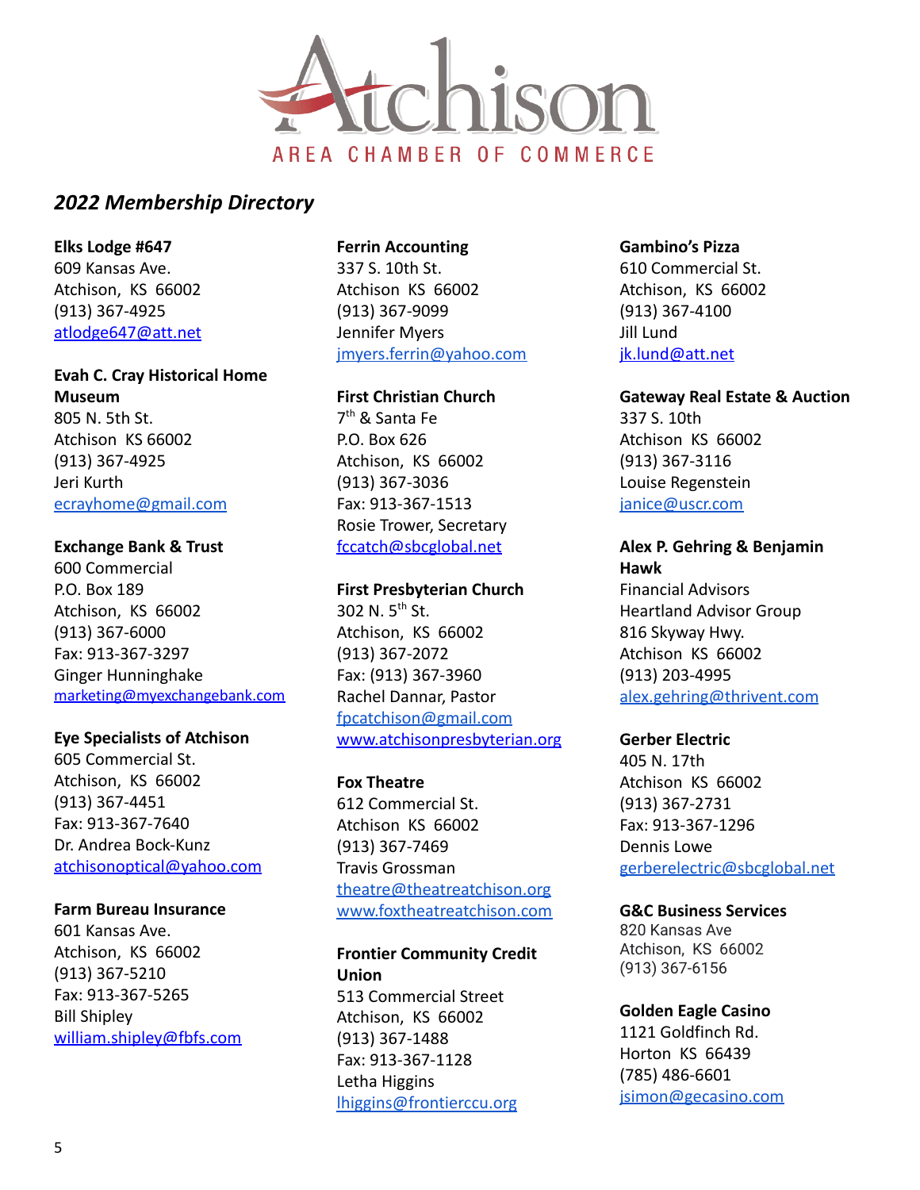Atchison

AREA CHAMBER OF COMMERCE

## *2022 Membership Directory*

**Elks Lodge #647**
609 Kansas Ave.
Atchison, KS 66002
(913) 367-4925
atlodge647@att.net

**Evah C. Cray Historical Home Museum**
805 N. 5th St.
Atchison KS 66002
(913) 367-4925
Jeri Kurth
ecrayhome@gmail.com

**Exchange Bank & Trust**
600 Commercial
P.O. Box 189
Atchison, KS 66002
(913) 367-6000
Fax: 913-367-3297
Ginger Hunninghake
marketing@myexchangebank.com

**Eye Specialists of Atchison**
605 Commercial St.
Atchison, KS 66002
(913) 367-4451
Fax: 913-367-7640
Dr. Andrea Bock-Kunz
atchisonoptical@yahoo.com

**Farm Bureau Insurance**
601 Kansas Ave.
Atchison, KS 66002
(913) 367-5210
Fax: 913-367-5265
Bill Shipley
william.shipley@fbfs.com

**Ferrin Accounting**
337 S. 10th St.
Atchison KS 66002
(913) 367-9099
Jennifer Myers
jmyers.ferrin@yahoo.com

**First Christian Church**
7th & Santa Fe
P.O. Box 626
Atchison, KS 66002
(913) 367-3036
Fax: 913-367-1513
Rosie Trower, Secretary
fccatch@sbcglobal.net

**First Presbyterian Church**
302 N. 5th St.
Atchison, KS 66002
(913) 367-2072
Fax: (913) 367-3960
Rachel Dannar, Pastor
fpcatchison@gmail.com
www.atchisonpresbyterian.org

**Fox Theatre**
612 Commercial St.
Atchison KS 66002
(913) 367-7469
Travis Grossman
theatre@theatreatchison.org
www.foxtheatreatchison.com

**Frontier Community Credit Union**
513 Commercial Street
Atchison, KS 66002
(913) 367-1488
Fax: 913-367-1128
Letha Higgins
lhiggins@frontierccu.org

**Gambino's Pizza**
610 Commercial St.
Atchison, KS 66002
(913) 367-4100
Jill Lund
jk.lund@att.net

**Gateway Real Estate & Auction**
337 S. 10th
Atchison KS 66002
(913) 367-3116
Louise Regenstein
janice@uscr.com

**Alex P. Gehring & Benjamin Hawk**
Financial Advisors
Heartland Advisor Group
816 Skyway Hwy.
Atchison KS 66002
(913) 203-4995
alex.gehring@thrivent.com

**Gerber Electric**
405 N. 17th
Atchison KS 66002
(913) 367-2731
Fax: 913-367-1296
Dennis Lowe
gerberelectric@sbcglobal.net

**G&C Business Services**
820 Kansas Ave
Atchison, KS 66002
(913) 367-6156

**Golden Eagle Casino**
1121 Goldfinch Rd.
Horton KS 66439
(785) 486-6601
jsimon@gecasino.com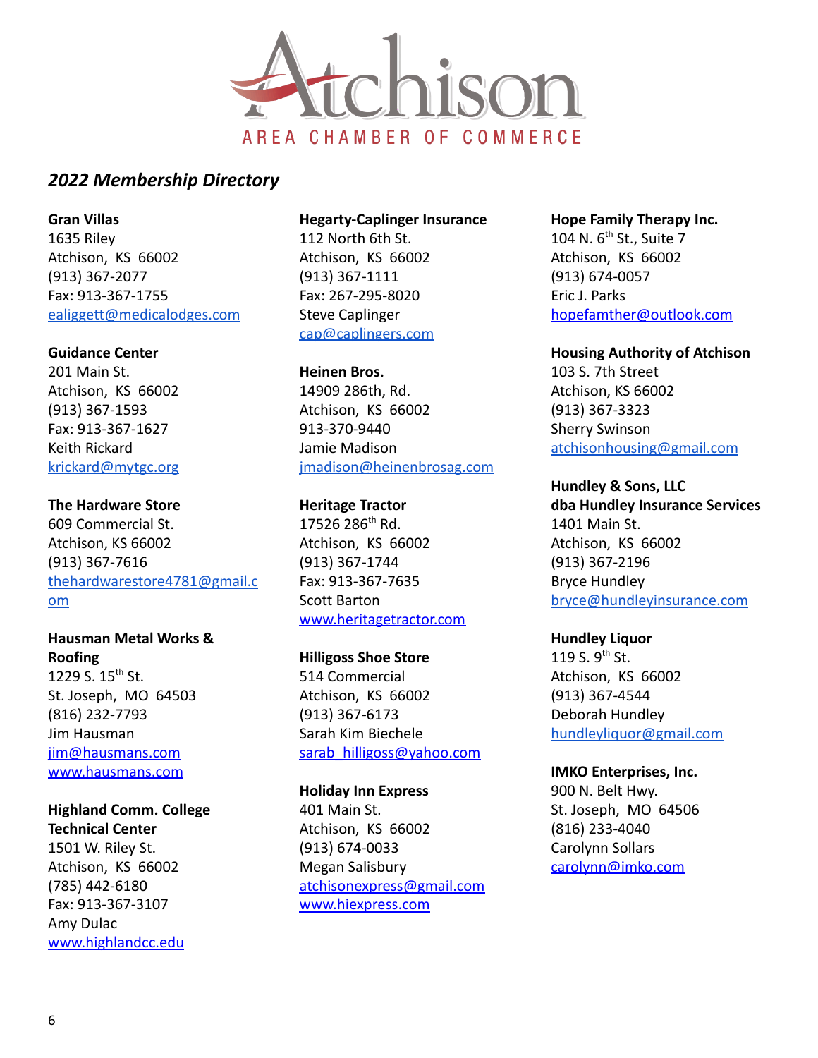Atchison

AREA CHAMBER OF COMMERCE

## *2022 Membership Directory*

**Gran Villas**
1635 Riley
Atchison, KS 66002
(913) 367-2077
Fax: 913-367-1755
ealiggett@medicalodges.com

**Guidance Center**
201 Main St.
Atchison, KS 66002
(913) 367-1593
Fax: 913-367-1627
Keith Rickard
krickard@mytgc.org

**The Hardware Store**
609 Commercial St.
Atchison, KS 66002
(913) 367-7616
thehardwarestore4781@gmail.com

**Hausman Metal Works & Roofing**
1229 S. 15th St.
St. Joseph, MO 64503
(816) 232-7793
Jim Hausman
jim@hausmans.com
www.hausmans.com

**Highland Comm. College Technical Center**
1501 W. Riley St.
Atchison, KS 66002
(785) 442-6180
Fax: 913-367-3107
Amy Dulac
www.highlandcc.edu

**Hegarty-Caplinger Insurance**
112 North 6th St.
Atchison, KS 66002
(913) 367-1111
Fax: 267-295-8020
Steve Caplinger
cap@caplingers.com

**Heinen Bros.**
14909 286th, Rd.
Atchison, KS 66002
913-370-9440
Jamie Madison
jmadison@heinenbrosag.com

**Heritage Tractor**
17526 286th Rd.
Atchison, KS 66002
(913) 367-1744
Fax: 913-367-7635
Scott Barton
www.heritagetractor.com

**Hilligoss Shoe Store**
514 Commercial
Atchison, KS 66002
(913) 367-6173
Sarah Kim Biechele
sarab_hilligoss@yahoo.com

**Holiday Inn Express**
401 Main St.
Atchison, KS 66002
(913) 674-0033
Megan Salisbury
atchisonexpress@gmail.com
www.hiexpress.com

**Hope Family Therapy Inc.**
104 N. 6th St., Suite 7
Atchison, KS 66002
(913) 674-0057
Eric J. Parks
hopefamther@outlook.com

**Housing Authority of Atchison**
103 S. 7th Street
Atchison, KS 66002
(913) 367-3323
Sherry Swinson
atchisonhousing@gmail.com

**Hundley & Sons, LLC dba Hundley Insurance Services**
1401 Main St.
Atchison, KS 66002
(913) 367-2196
Bryce Hundley
bryce@hundleyinsurance.com

**Hundley Liquor**
119 S. 9th St.
Atchison, KS 66002
(913) 367-4544
Deborah Hundley
hundleyliquor@gmail.com

**IMKO Enterprises, Inc.**
900 N. Belt Hwy.
St. Joseph, MO 64506
(816) 233-4040
Carolynn Sollars
carolynn@imko.com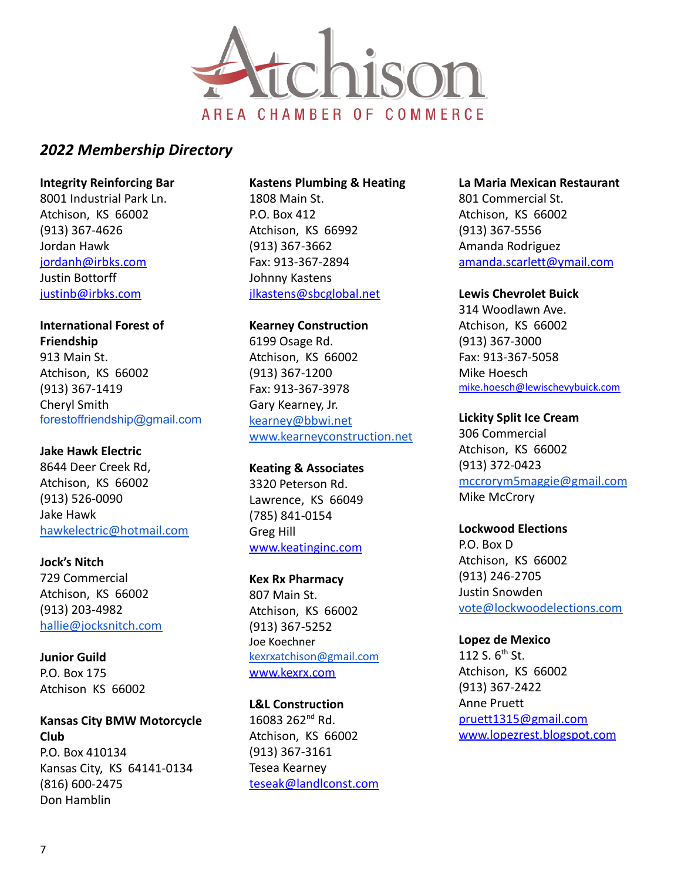Atchison

AREA CHAMBER OF COMMERCE

*2022 Membership Directory*

**Integrity Reinforcing Bar**
8001 Industrial Park Ln.
Atchison, KS 66002
(913) 367-4626
Jordan Hawk
jordanh@irbks.com
Justin Bottorff
justinb@irbks.com

**International Forest of Friendship**
913 Main St.
Atchison, KS 66002
(913) 367-1419
Cheryl Smith
forestoffriendship@gmail.com

**Jake Hawk Electric**
8644 Deer Creek Rd,
Atchison, KS 66002
(913) 526-0090
Jake Hawk
hawkelectric@hotmail.com

**Jock's Nitch**
729 Commercial
Atchison, KS 66002
(913) 203-4982
hallie@jocksnitch.com

**Junior Guild**
P.O. Box 175
Atchison KS 66002

**Kansas City BMW Motorcycle Club**
P.O. Box 410134
Kansas City, KS 64141-0134
(816) 600-2475
Don Hamblin

**Kastens Plumbing & Heating**
1808 Main St.
P.O. Box 412
Atchison, KS 66992
(913) 367-3662
Fax: 913-367-2894
Johnny Kastens
jlkastens@sbcglobal.net

**Kearney Construction**
6199 Osage Rd.
Atchison, KS 66002
(913) 367-1200
Fax: 913-367-3978
Gary Kearney, Jr.
kearney@bbwi.net
www.kearneyconstruction.net

**Keating & Associates**
3320 Peterson Rd.
Lawrence, KS 66049
(785) 841-0154
Greg Hill
www.keatinginc.com

**Kex Rx Pharmacy**
807 Main St.
Atchison, KS 66002
(913) 367-5252
Joe Koechner
kexrxatchison@gmail.com
www.kexrx.com

**L&L Construction**
16083 262nd Rd.
Atchison, KS 66002
(913) 367-3161
Tesea Kearney
teseak@landlconst.com

**La Maria Mexican Restaurant**
801 Commercial St.
Atchison, KS 66002
(913) 367-5556
Amanda Rodriguez
amanda.scarlett@ymail.com

**Lewis Chevrolet Buick**
314 Woodlawn Ave.
Atchison, KS 66002
(913) 367-3000
Fax: 913-367-5058
Mike Hoesch
mike.hoesch@lewischevybuick.com

**Lickity Split Ice Cream**
306 Commercial
Atchison, KS 66002
(913) 372-0423
mccrorym5maggie@gmail.com
Mike McCrory

**Lockwood Elections**
P.O. Box D
Atchison, KS 66002
(913) 246-2705
Justin Snowden
vote@lockwoodelections.com

**Lopez de Mexico**
112 S. 6th St.
Atchison, KS 66002
(913) 367-2422
Anne Pruett
pruett1315@gmail.com
www.lopezrest.blogspot.com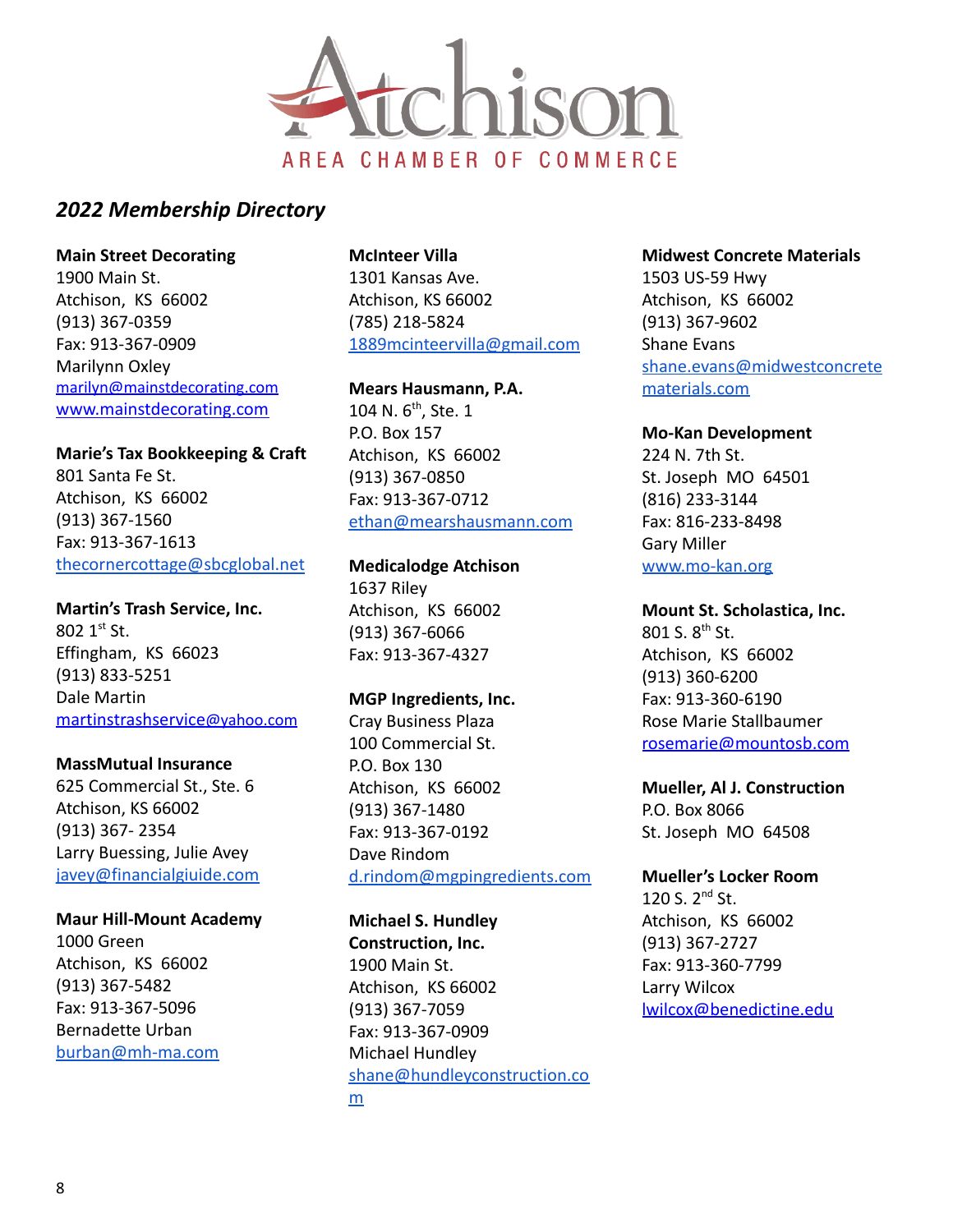Atchison

AREA CHAMBER OF COMMERCE

## *2022 Membership Directory*

**Main Street Decorating**
1900 Main St.
Atchison, KS 66002
(913) 367-0359
Fax: 913-367-0909
Marilynn Oxley
marilyn@mainstdecorating.com
www.mainstdecorating.com

**Marie's Tax Bookkeeping & Craft**
801 Santa Fe St.
Atchison, KS 66002
(913) 367-1560
Fax: 913-367-1613
thecornercottage@sbcglobal.net

**Martin's Trash Service, Inc.**
802 1st St.
Effingham, KS 66023
(913) 833-5251
Dale Martin
martinstrashservice@yahoo.com

**MassMutual Insurance**
625 Commercial St., Ste. 6
Atchison, KS 66002
(913) 367- 2354
Larry Buessing, Julie Avey
javey@financialgiuide.com

**Maur Hill-Mount Academy**
1000 Green
Atchison, KS 66002
(913) 367-5482
Fax: 913-367-5096
Bernadette Urban
burban@mh-ma.com

**McInteer Villa**
1301 Kansas Ave.
Atchison, KS 66002
(785) 218-5824
1889mcinteervilla@gmail.com

**Mears Hausmann, P.A.**
104 N. 6th, Ste. 1
P.O. Box 157
Atchison, KS 66002
(913) 367-0850
Fax: 913-367-0712
ethan@mearshausmann.com

**Medicalodge Atchison**
1637 Riley
Atchison, KS 66002
(913) 367-6066
Fax: 913-367-4327

**MGP Ingredients, Inc.**
Cray Business Plaza
100 Commercial St.
P.O. Box 130
Atchison, KS 66002
(913) 367-1480
Fax: 913-367-0192
Dave Rindom
d.rindom@mgpingredients.com

**Michael S. Hundley Construction, Inc.**
1900 Main St.
Atchison, KS 66002
(913) 367-7059
Fax: 913-367-0909
Michael Hundley
shane@hundleyconstruction.com

**Midwest Concrete Materials**
1503 US-59 Hwy
Atchison, KS 66002
(913) 367-9602
Shane Evans
shane.evans@midwestconcretematerials.com

**Mo-Kan Development**
224 N. 7th St.
St. Joseph MO 64501
(816) 233-3144
Fax: 816-233-8498
Gary Miller
www.mo-kan.org

**Mount St. Scholastica, Inc.**
801 S. 8th St.
Atchison, KS 66002
(913) 360-6200
Fax: 913-360-6190
Rose Marie Stallbaumer
rosemarie@mountosb.com

**Mueller, Al J. Construction**
P.O. Box 8066
St. Joseph MO 64508

**Mueller's Locker Room**
120 S. 2nd St.
Atchison, KS 66002
(913) 367-2727
Fax: 913-360-7799
Larry Wilcox
lwilcox@benedictine.edu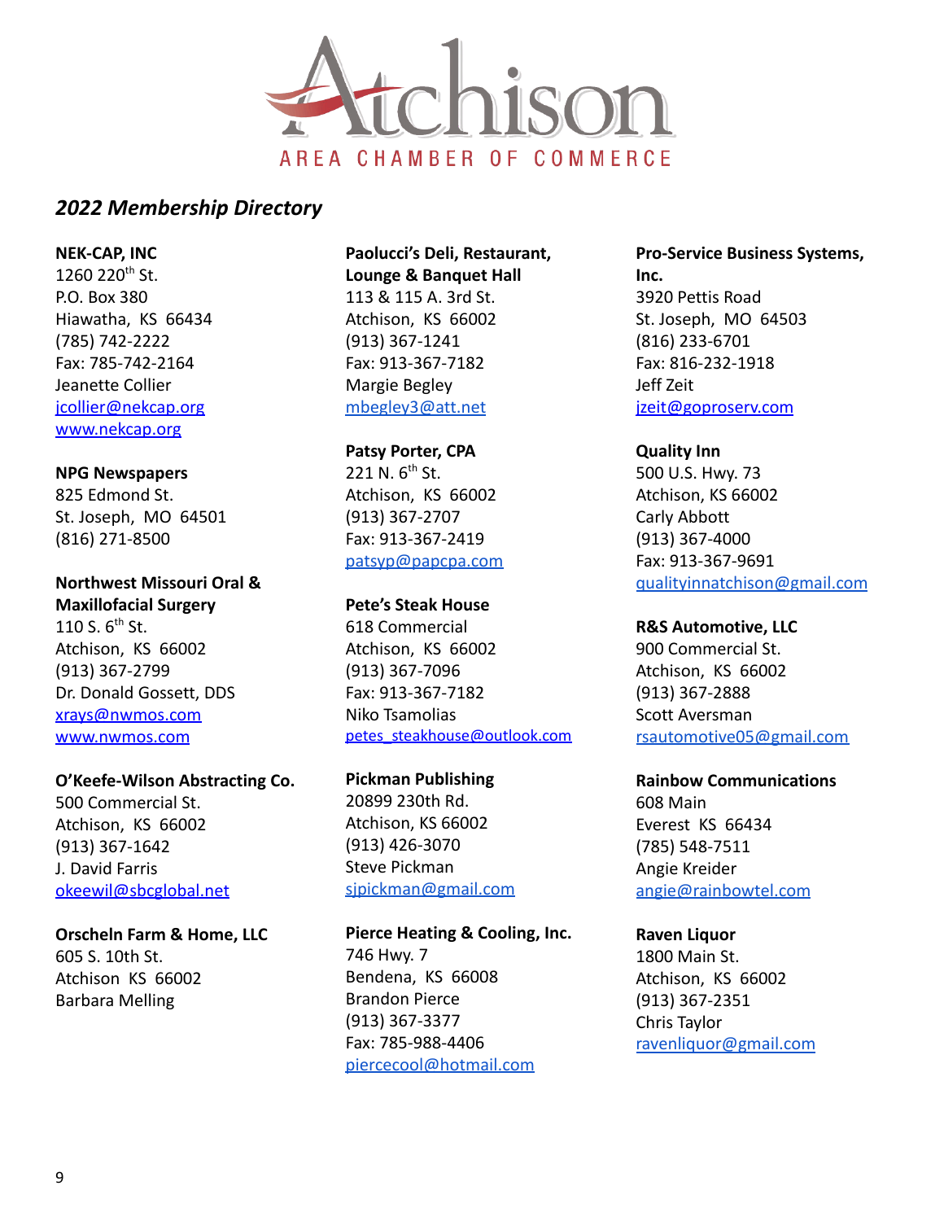Atchison

AREA CHAMBER OF COMMERCE

*2022 Membership Directory*

**NEK-CAP, INC**
1260 220th St.
P.O. Box 380
Hiawatha, KS 66434
(785) 742-2222
Fax: 785-742-2164
Jeanette Collier
jcollier@nekcap.org
www.nekcap.org

**NPG Newspapers**
825 Edmond St.
St. Joseph, MO 64501
(816) 271-8500

**Northwest Missouri Oral & Maxillofacial Surgery**
110 S. 6th St.
Atchison, KS 66002
(913) 367-2799
Dr. Donald Gossett, DDS
xrays@nwmos.com
www.nwmos.com

**O'Keefe-Wilson Abstracting Co.**
500 Commercial St.
Atchison, KS 66002
(913) 367-1642
J. David Farris
okeewil@sbcglobal.net

**Orscheln Farm & Home, LLC**
605 S. 10th St.
Atchison KS 66002
Barbara Melling

**Paolucci's Deli, Restaurant, Lounge & Banquet Hall**
113 & 115 A. 3rd St.
Atchison, KS 66002
(913) 367-1241
Fax: 913-367-7182
Margie Begley
mbegley3@att.net

**Patsy Porter, CPA**
221 N. 6th St.
Atchison, KS 66002
(913) 367-2707
Fax: 913-367-2419
patsyp@papcpa.com

**Pete's Steak House**
618 Commercial
Atchison, KS 66002
(913) 367-7096
Fax: 913-367-7182
Niko Tsamolias
petes_steakhouse@outlook.com

**Pickman Publishing**
20899 230th Rd.
Atchison, KS 66002
(913) 426-3070
Steve Pickman
sjpickman@gmail.com

**Pierce Heating & Cooling, Inc.**
746 Hwy. 7
Bendena, KS 66008
Brandon Pierce
(913) 367-3377
Fax: 785-988-4406
piercecool@hotmail.com

**Pro-Service Business Systems, Inc.**
3920 Pettis Road
St. Joseph, MO 64503
(816) 233-6701
Fax: 816-232-1918
Jeff Zeit
jzeit@goproserv.com

**Quality Inn**
500 U.S. Hwy. 73
Atchison, KS 66002
Carly Abbott
(913) 367-4000
Fax: 913-367-9691
qualityinnatchison@gmail.com

**R&S Automotive, LLC**
900 Commercial St.
Atchison, KS 66002
(913) 367-2888
Scott Aversman
rsautomotive05@gmail.com

**Rainbow Communications**
608 Main
Everest KS 66434
(785) 548-7511
Angie Kreider
angie@rainbowtel.com

**Raven Liquor**
1800 Main St.
Atchison, KS 66002
(913) 367-2351
Chris Taylor
ravenliquor@gmail.com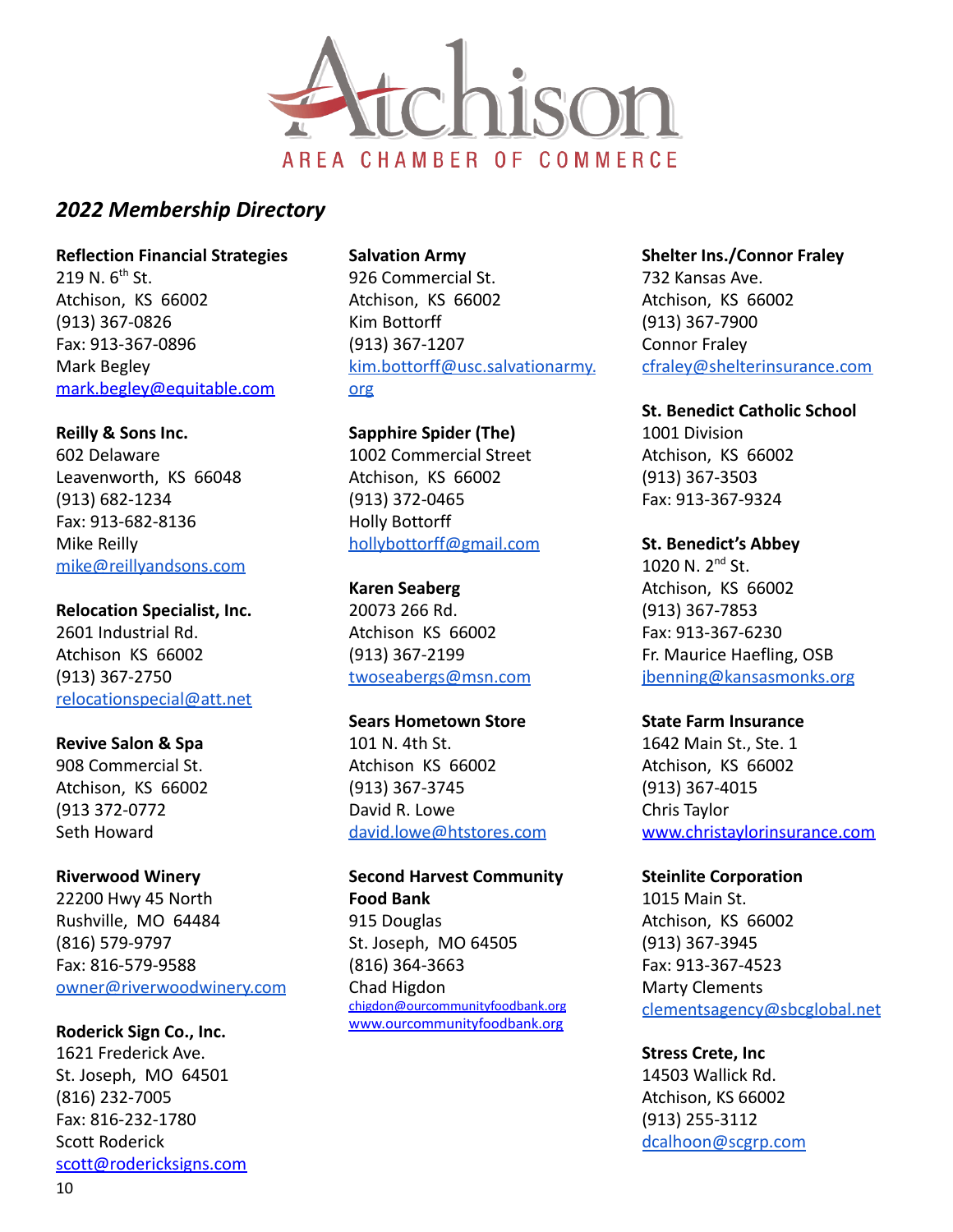# Atchison

## AREA CHAMBER OF COMMERCE

*2022 Membership Directory*

**Reflection Financial Strategies**
219 N. 6th St.
Atchison, KS 66002
(913) 367-0826
Fax: 913-367-0896
Mark Begley
mark.begley@equitable.com

**Reilly & Sons Inc.**
602 Delaware
Leavenworth, KS 66048
(913) 682-1234
Fax: 913-682-8136
Mike Reilly
mike@reillyandsons.com

**Relocation Specialist, Inc.**
2601 Industrial Rd.
Atchison KS 66002
(913) 367-2750
relocationspecial@att.net

**Revive Salon & Spa**
908 Commercial St.
Atchison, KS 66002
(913 372-0772
Seth Howard

**Riverwood Winery**
22200 Hwy 45 North
Rushville, MO 64484
(816) 579-9797
Fax: 816-579-9588
owner@riverwoodwinery.com

**Roderick Sign Co., Inc.**
1621 Frederick Ave.
St. Joseph, MO 64501
(816) 232-7005
Fax: 816-232-1780
Scott Roderick
scott@rodericksigns.com

**Salvation Army**
926 Commercial St.
Atchison, KS 66002
Kim Bottorff
(913) 367-1207
kim.bottorff@usc.salvationarmy.org

**Sapphire Spider (The)**
1002 Commercial Street
Atchison, KS 66002
(913) 372-0465
Holly Bottorff
hollybottorff@gmail.com

**Karen Seaberg**
20073 266 Rd.
Atchison KS 66002
(913) 367-2199
twoseabergs@msn.com

**Sears Hometown Store**
101 N. 4th St.
Atchison KS 66002
(913) 367-3745
David R. Lowe
david.lowe@htstores.com

**Second Harvest Community Food Bank**
915 Douglas
St. Joseph, MO 64505
(816) 364-3663
Chad Higdon
chigdon@ourcommunityfoodbank.org
www.ourcommunityfoodbank.org

**Shelter Ins./Connor Fraley**
732 Kansas Ave.
Atchison, KS 66002
(913) 367-7900
Connor Fraley
cfraley@shelterinsurance.com

**St. Benedict Catholic School**
1001 Division
Atchison, KS 66002
(913) 367-3503
Fax: 913-367-9324

**St. Benedict's Abbey**
1020 N. 2nd St.
Atchison, KS 66002
(913) 367-7853
Fax: 913-367-6230
Fr. Maurice Haefling, OSB
jbenning@kansasmonks.org

**State Farm Insurance**
1642 Main St., Ste. 1
Atchison, KS 66002
(913) 367-4015
Chris Taylor
www.christaylorinsurance.com

**Steinlite Corporation**
1015 Main St.
Atchison, KS 66002
(913) 367-3945
Fax: 913-367-4523
Marty Clements
clementsagency@sbcglobal.net

**Stress Crete, Inc**
14503 Wallick Rd.
Atchison, KS 66002
(913) 255-3112
dcalhoon@scgrp.com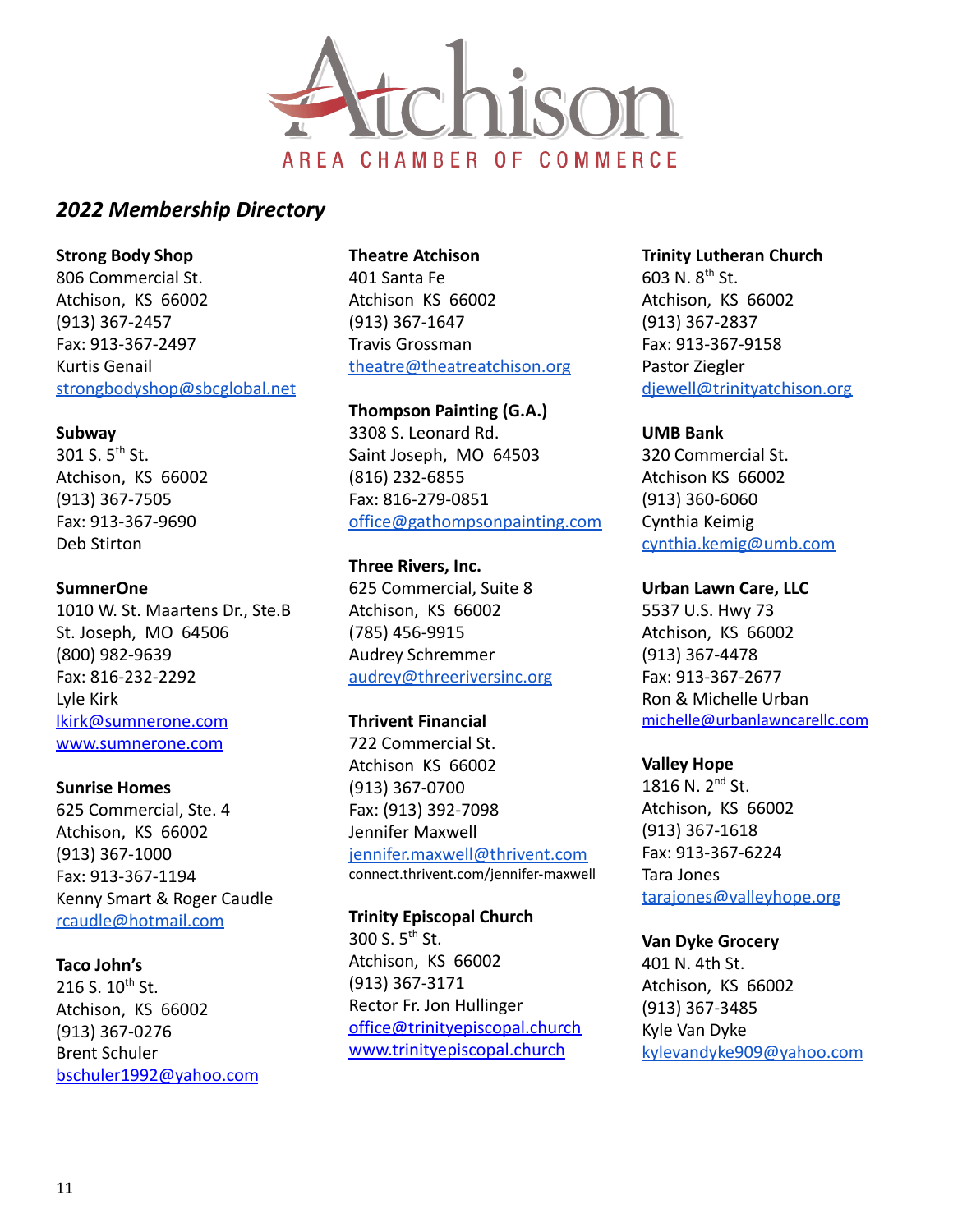# Atchison AREA CHAMBER OF COMMERCE

## *2022 Membership Directory*

**Strong Body Shop**
806 Commercial St.
Atchison, KS 66002
(913) 367-2457
Fax: 913-367-2497
Kurtis Genail
strongbodyshop@sbcglobal.net

**Subway**
301 S. 5th St.
Atchison, KS 66002
(913) 367-7505
Fax: 913-367-9690
Deb Stirton

**SumnerOne**
1010 W. St. Maartens Dr., Ste.B
St. Joseph, MO 64506
(800) 982-9639
Fax: 816-232-2292
Lyle Kirk
lkirk@sumnerone.com
www.sumnerone.com

**Sunrise Homes**
625 Commercial, Ste. 4
Atchison, KS 66002
(913) 367-1000
Fax: 913-367-1194
Kenny Smart & Roger Caudle
rcaudle@hotmail.com

**Taco John's**
216 S. 10th St.
Atchison, KS 66002
(913) 367-0276
Brent Schuler
bschuler1992@yahoo.com

**Theatre Atchison**
401 Santa Fe
Atchison KS 66002
(913) 367-1647
Travis Grossman
theatre@theatreatchison.org

**Thompson Painting (G.A.)**
3308 S. Leonard Rd.
Saint Joseph, MO 64503
(816) 232-6855
Fax: 816-279-0851
office@gathompsonpainting.com

**Three Rivers, Inc.**
625 Commercial, Suite 8
Atchison, KS 66002
(785) 456-9915
Audrey Schremmer
audrey@threeriversinc.org

**Thrivent Financial**
722 Commercial St.
Atchison KS 66002
(913) 367-0700
Fax: (913) 392-7098
Jennifer Maxwell
jennifer.maxwell@thrivent.com
connect.thrivent.com/jennifer-maxwell

**Trinity Episcopal Church**
300 S. 5th St.
Atchison, KS 66002
(913) 367-3171
Rector Fr. Jon Hullinger
office@trinityepiscopal.church
www.trinityepiscopal.church

**Trinity Lutheran Church**
603 N. 8th St.
Atchison, KS 66002
(913) 367-2837
Fax: 913-367-9158
Pastor Ziegler
djewell@trinityatchison.org

**UMB Bank**
320 Commercial St.
Atchison KS 66002
(913) 360-6060
Cynthia Keimig
cynthia.kemig@umb.com

**Urban Lawn Care, LLC**
5537 U.S. Hwy 73
Atchison, KS 66002
(913) 367-4478
Fax: 913-367-2677
Ron & Michelle Urban
michelle@urbanlawncarellc.com

**Valley Hope**
1816 N. 2nd St.
Atchison, KS 66002
(913) 367-1618
Fax: 913-367-6224
Tara Jones
tarajones@valleyhope.org

**Van Dyke Grocery**
401 N. 4th St.
Atchison, KS 66002
(913) 367-3485
Kyle Van Dyke
kylevandyke909@yahoo.com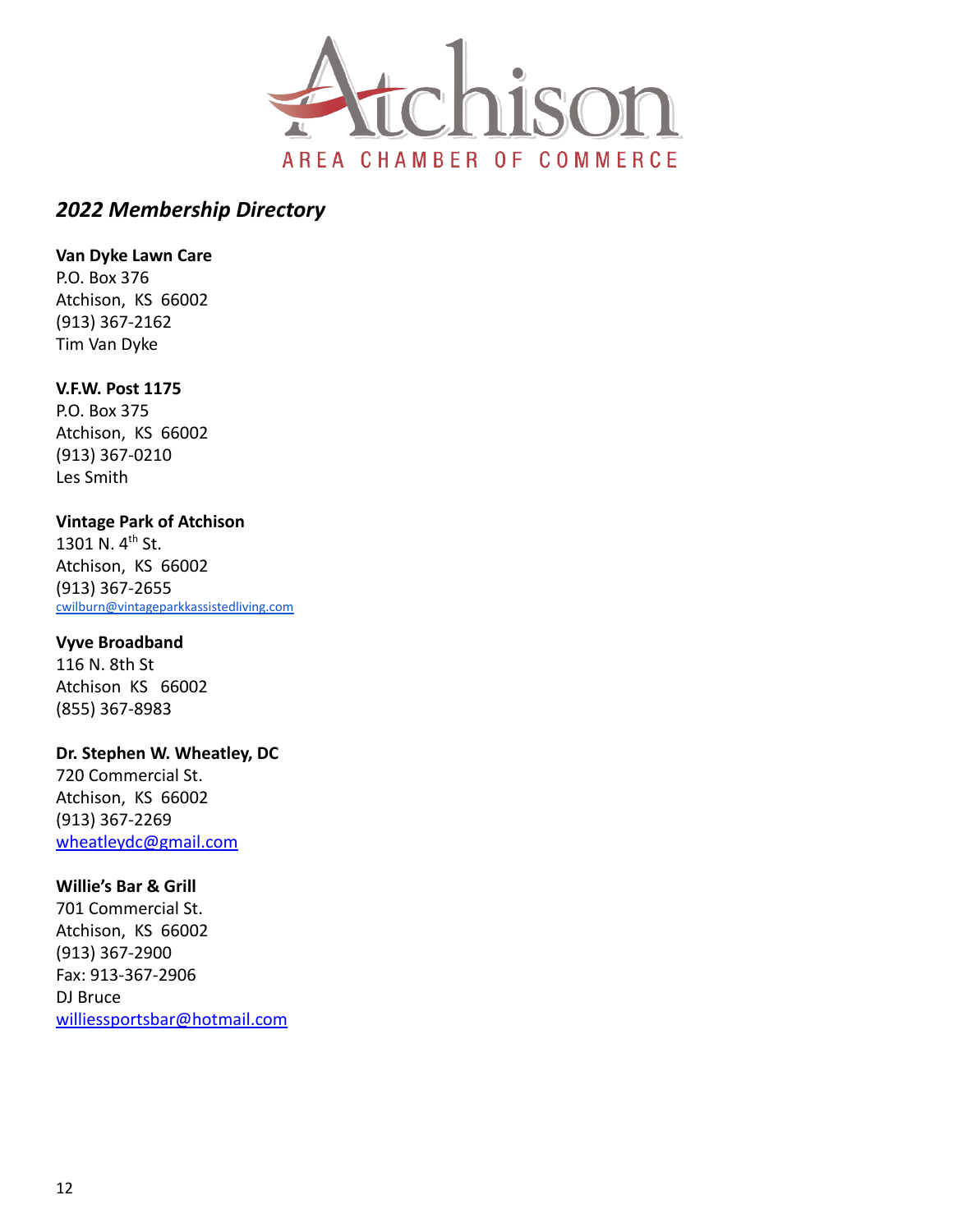Atchison

AREA CHAMBER OF COMMERCE

## *2022 Membership Directory*

**Van Dyke Lawn Care**
P.O. Box 376
Atchison, KS 66002
(913) 367-2162
Tim Van Dyke

**V.F.W. Post 1175**
P.O. Box 375
Atchison, KS 66002
(913) 367-0210
Les Smith

**Vintage Park of Atchison**
1301 N. 4th St.
Atchison, KS 66002
(913) 367-2655
cwilburn@vintageparkkassistedliving.com

**Vyve Broadband**
116 N. 8th St
Atchison KS 66002
(855) 367-8983

**Dr. Stephen W. Wheatley, DC**
720 Commercial St.
Atchison, KS 66002
(913) 367-2269
wheatleydc@gmail.com

**Willie's Bar & Grill**
701 Commercial St.
Atchison, KS 66002
(913) 367-2900
Fax: 913-367-2906
DJ Bruce
williessportsbar@hotmail.com